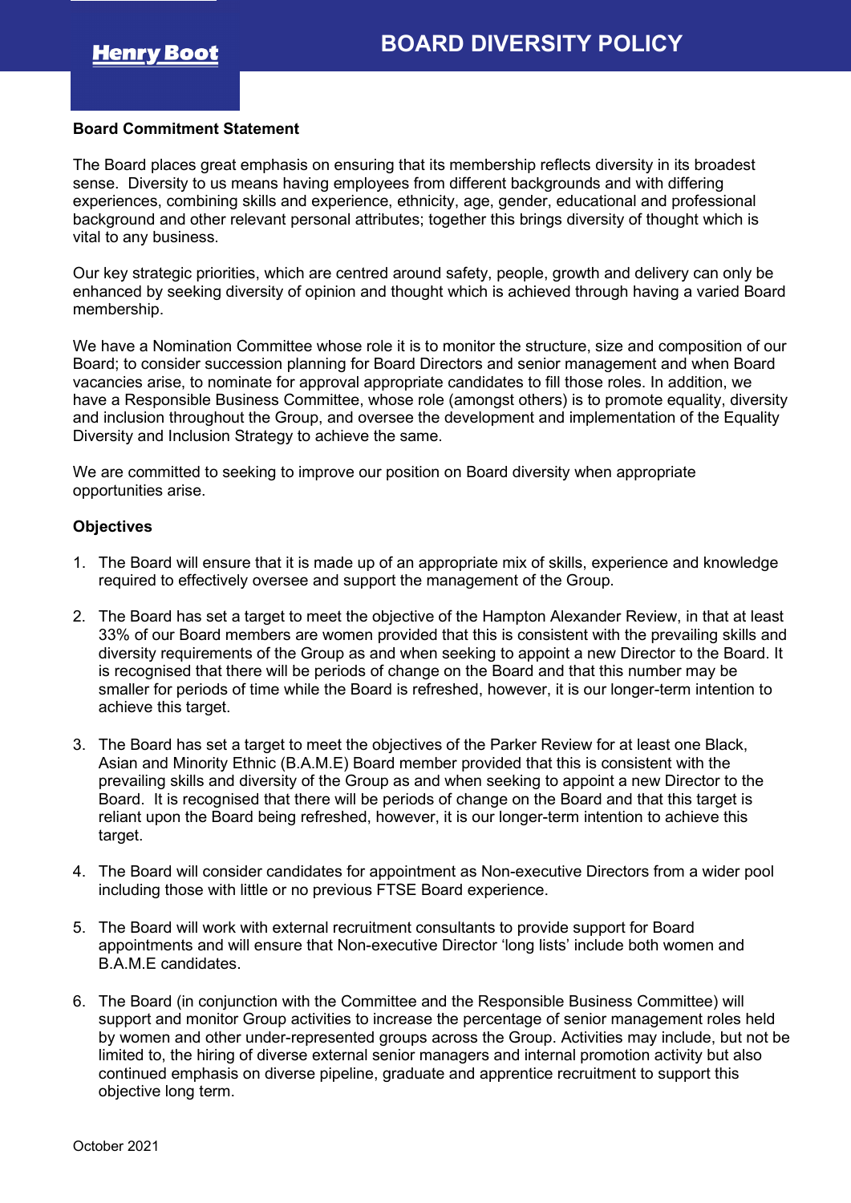Henry Boot

# BOARD DIVERSITY POLICY

**Board Commitment Statement**

The Board places great emphasis on ensuring that its membership reflects diversity in its broadest sense. Diversity to us means having employees from different backgrounds and with differing experiences, combining skills and experience, ethnicity, age, gender, educational and professional background and other relevant personal attributes; together this brings diversity of thought which is vital to any business.

Our key strategic priorities, which are centred around safety, people, growth and delivery can only be enhanced by seeking diversity of opinion and thought which is achieved through having a varied Board membership.

We have a Nomination Committee whose role it is to monitor the structure, size and composition of our Board; to consider succession planning for Board Directors and senior management and when Board vacancies arise, to nominate for approval appropriate candidates to fill those roles. In addition, we have a Responsible Business Committee, whose role (amongst others) is to promote equality, diversity and inclusion throughout the Group, and oversee the development and implementation of the Equality Diversity and Inclusion Strategy to achieve the same.

We are committed to seeking to improve our position on Board diversity when appropriate opportunities arise.

**Objectives**

1. The Board will ensure that it is made up of an appropriate mix of skills, experience and knowledge required to effectively oversee and support the management of the Group.

2. The Board has set a target to meet the objective of the Hampton Alexander Review, in that at least 33% of our Board members are women provided that this is consistent with the prevailing skills and diversity requirements of the Group as and when seeking to appoint a new Director to the Board. It is recognised that there will be periods of change on the Board and that this number may be smaller for periods of time while the Board is refreshed, however, it is our longer-term intention to achieve this target.

3. The Board has set a target to meet the objectives of the Parker Review for at least one Black, Asian and Minority Ethnic (B.A.M.E) Board member provided that this is consistent with the prevailing skills and diversity of the Group as and when seeking to appoint a new Director to the Board. It is recognised that there will be periods of change on the Board and that this target is reliant upon the Board being refreshed, however, it is our longer-term intention to achieve this target.

4. The Board will consider candidates for appointment as Non-executive Directors from a wider pool including those with little or no previous FTSE Board experience.

5. The Board will work with external recruitment consultants to provide support for Board appointments and will ensure that Non-executive Director 'long lists' include both women and B.A.M.E candidates.

6. The Board (in conjunction with the Committee and the Responsible Business Committee) will support and monitor Group activities to increase the percentage of senior management roles held by women and other under-represented groups across the Group. Activities may include, but not be limited to, the hiring of diverse external senior managers and internal promotion activity but also continued emphasis on diverse pipeline, graduate and apprentice recruitment to support this objective long term.

October 2021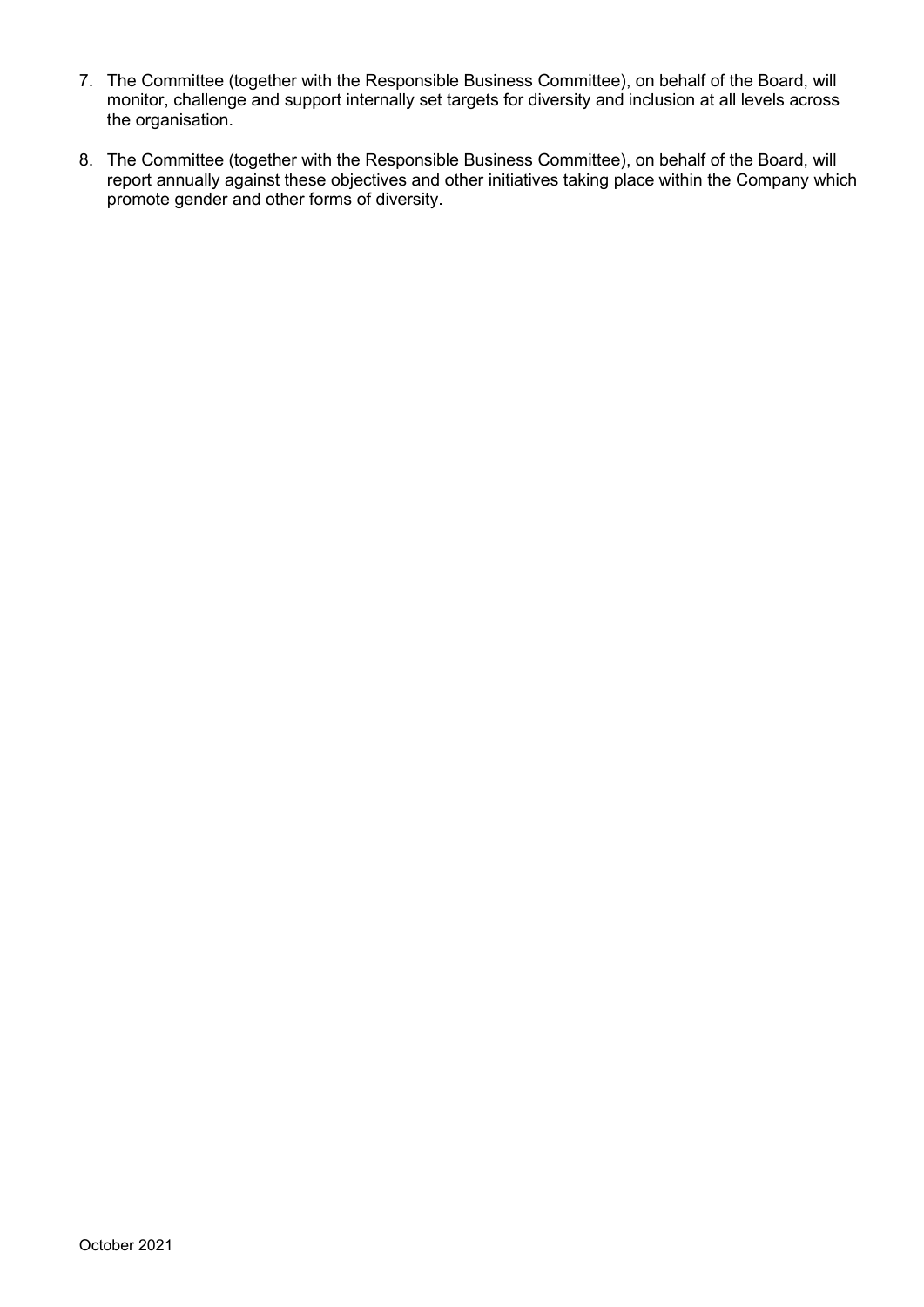7. The Committee (together with the Responsible Business Committee), on behalf of the Board, will monitor, challenge and support internally set targets for diversity and inclusion at all levels across the organisation.

8. The Committee (together with the Responsible Business Committee), on behalf of the Board, will report annually against these objectives and other initiatives taking place within the Company which promote gender and other forms of diversity.

October 2021